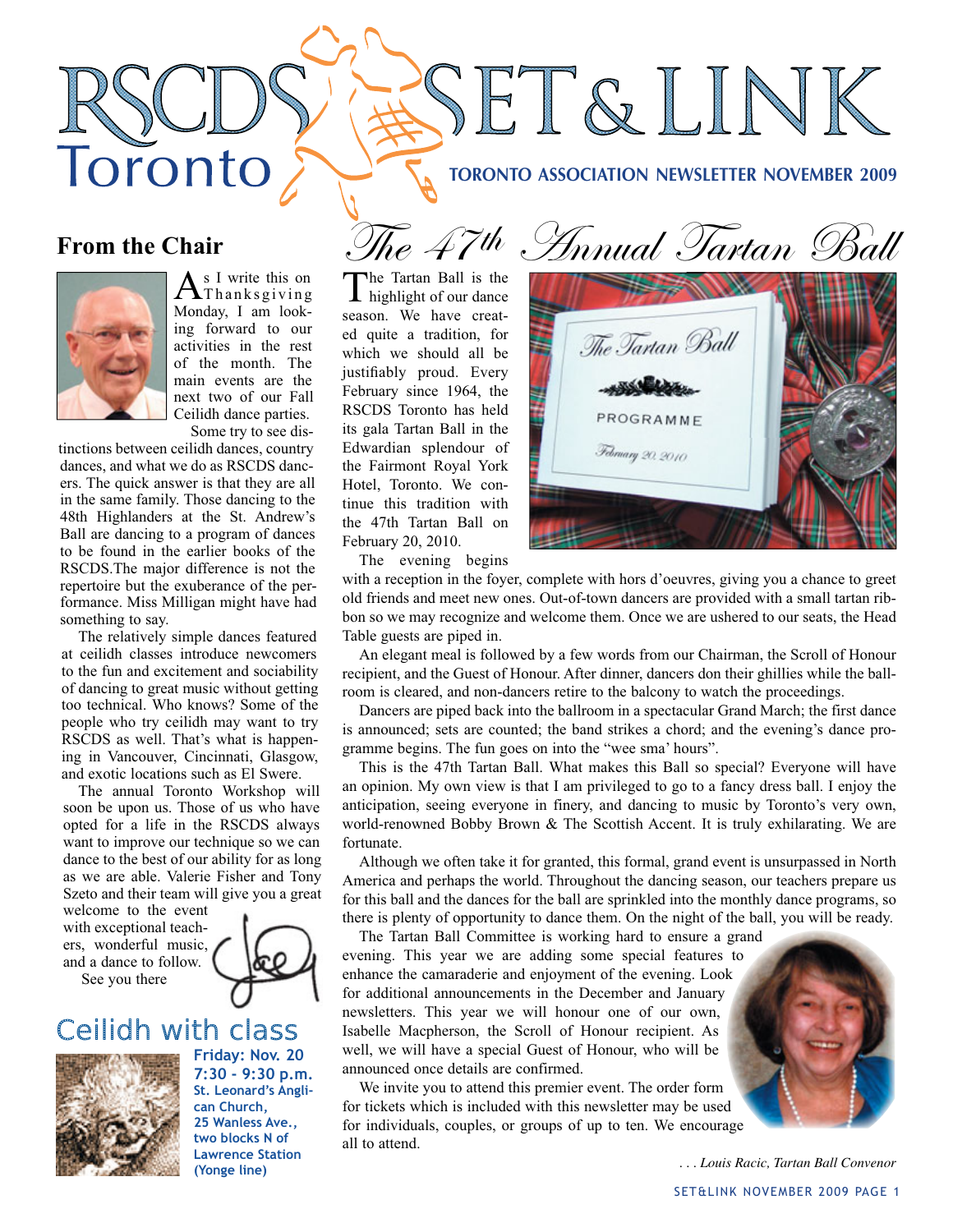# RSCDS Toronto SET & LINK

**TORONTO ASSOCIATION NEWSLETTER NOVEMBER 2009**

## From the Chair

As I write this on Thanksgiving Monday, I am looking forward to our activities in the rest of the month. The main events are the next two of our Fall Ceilidh dance parties.

Some try to see distinctions between ceilidh dances, country dances, and what we do as RSCDS dancers. The quick answer is that they are all in the same family. Those dancing to the 48th Highlanders at the St. Andrew's Ball are dancing to a program of dances to be found in the earlier books of the RSCDS.The major difference is not the repertoire but the exuberance of the performance. Miss Milligan might have had something to say.

The relatively simple dances featured at ceilidh classes introduce newcomers to the fun and excitement and sociability of dancing to great music without getting too technical. Who knows? Some of the people who try ceilidh may want to try RSCDS as well. That's what is happening in Vancouver, Cincinnati, Glasgow, and exotic locations such as El Swere.

The annual Toronto Workshop will soon be upon us. Those of us who have opted for a life in the RSCDS always want to improve our technique so we can dance to the best of our ability for as long as we are able. Valerie Fisher and Tony Szeto and their team will give you a great welcome to the event with exceptional teachers, wonderful music, and a dance to follow.

See you there

## Ceilidh with class

**Friday: Nov. 20**
**7:30 - 9:30 p.m.**
**St. Leonard's Anglican Church,**
**25 Wanless Ave.,**
**two blocks N of Lawrence Station (Yonge line)**

## *The 47th Annual Tartan Ball*

The Tartan Ball is the highlight of our dance season. We have created quite a tradition, for which we should all be justifiably proud. Every February since 1964, the RSCDS Toronto has held its gala Tartan Ball in the Edwardian splendour of the Fairmont Royal York Hotel, Toronto. We continue this tradition with the 47th Tartan Ball on February 20, 2010.

The evening begins with a reception in the foyer, complete with hors d'oeuvres, giving you a chance to greet old friends and meet new ones. Out-of-town dancers are provided with a small tartan ribbon so we may recognize and welcome them. Once we are ushered to our seats, the Head Table guests are piped in.

An elegant meal is followed by a few words from our Chairman, the Scroll of Honour recipient, and the Guest of Honour. After dinner, dancers don their ghillies while the ballroom is cleared, and non-dancers retire to the balcony to watch the proceedings.

Dancers are piped back into the ballroom in a spectacular Grand March; the first dance is announced; sets are counted; the band strikes a chord; and the evening's dance programme begins. The fun goes on into the "wee sma' hours".

This is the 47th Tartan Ball. What makes this Ball so special? Everyone will have an opinion. My own view is that I am privileged to go to a fancy dress ball. I enjoy the anticipation, seeing everyone in finery, and dancing to music by Toronto's very own, world-renowned Bobby Brown & The Scottish Accent. It is truly exhilarating. We are fortunate.

Although we often take it for granted, this formal, grand event is unsurpassed in North America and perhaps the world. Throughout the dancing season, our teachers prepare us for this ball and the dances for the ball are sprinkled into the monthly dance programs, so there is plenty of opportunity to dance them. On the night of the ball, you will be ready.

The Tartan Ball Committee is working hard to ensure a grand evening. This year we are adding some special features to enhance the camaraderie and enjoyment of the evening. Look for additional announcements in the December and January newsletters. This year we will honour one of our own, Isabelle Macpherson, the Scroll of Honour recipient. As well, we will have a special Guest of Honour, who will be announced once details are confirmed.

We invite you to attend this premier event. The order form for tickets which is included with this newsletter may be used for individuals, couples, or groups of up to ten. We encourage all to attend.

*. . . Louis Racic, Tartan Ball Convenor*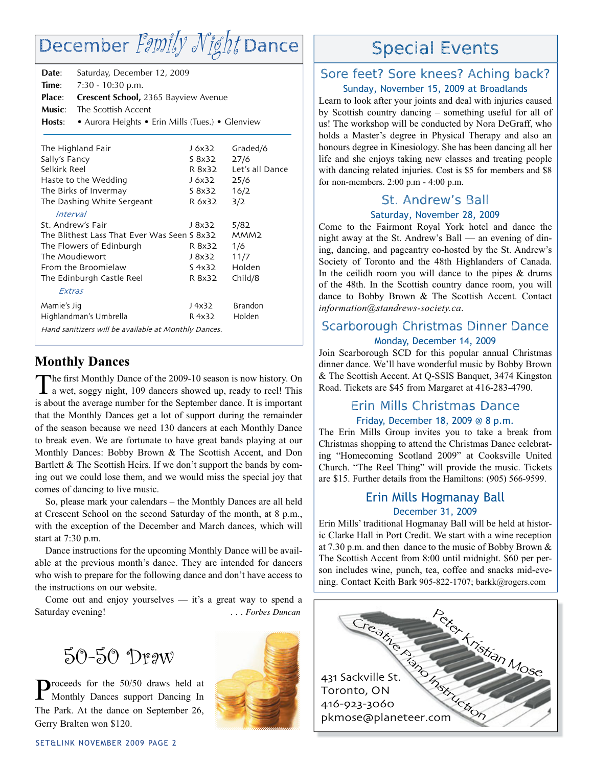# December Family Night Dance

**Date**: Saturday, December 12, 2009
**Time**: 7:30 - 10:30 p.m.
**Place**: **Crescent School,** 2365 Bayview Avenue
**Music**: The Scottish Accent
**Hosts**: • Aurora Heights • Erin Mills (Tues.) • Glenview

| Dance | Type | Source |
|---|---|---|
| The Highland Fair | J 6x32 | Graded/6 |
| Sally's Fancy | S 8x32 | 27/6 |
| Selkirk Reel | R 8x32 | Let's all Dance |
| Haste to the Wedding | J 6x32 | 25/6 |
| The Birks of Invermay | S 8x32 | 16/2 |
| The Dashing White Sergeant | R 6x32 | 3/2 |
| *Interval* | | |
| St. Andrew's Fair | J 8x32 | 5/82 |
| The Blithest Lass That Ever Was Seen | S 8x32 | MMM2 |
| The Flowers of Edinburgh | R 8x32 | 1/6 |
| The Moudiewort | J 8x32 | 11/7 |
| From the Broomielaw | S 4x32 | Holden |
| The Edinburgh Castle Reel | R 8x32 | Child/8 |
| *Extras* | | |
| Mamie's Jig | J 4x32 | Brandon |
| Highlandman's Umbrella | R 4x32 | Holden |

*Hand sanitizers will be available at Monthly Dances.*

## Monthly Dances

The first Monthly Dance of the 2009-10 season is now history. On a wet, soggy night, 109 dancers showed up, ready to reel! This is about the average number for the September dance. It is important that the Monthly Dances get a lot of support during the remainder of the season because we need 130 dancers at each Monthly Dance to break even. We are fortunate to have great bands playing at our Monthly Dances: Bobby Brown & The Scottish Accent, and Don Bartlett & The Scottish Heirs. If we don't support the bands by coming out we could lose them, and we would miss the special joy that comes of dancing to live music.

So, please mark your calendars – the Monthly Dances are all held at Crescent School on the second Saturday of the month, at 8 p.m., with the exception of the December and March dances, which will start at 7:30 p.m.

Dance instructions for the upcoming Monthly Dance will be available at the previous month's dance. They are intended for dancers who wish to prepare for the following dance and don't have access to the instructions on our website.

Come out and enjoy yourselves — it's a great way to spend a Saturday evening!

*. . . Forbes Duncan*

## 50-50 Draw

Proceeds for the 50/50 draws held at Monthly Dances support Dancing In The Park. At the dance on September 26, Gerry Bralten won $120.

# Special Events

## Sore feet? Sore knees? Aching back?

### Sunday, November 15, 2009 at Broadlands

Learn to look after your joints and deal with injuries caused by Scottish country dancing – something useful for all of us! The workshop will be conducted by Nora DeGraff, who holds a Master's degree in Physical Therapy and also an honours degree in Kinesiology. She has been dancing all her life and she enjoys taking new classes and treating people with dancing related injuries. Cost is $5 for members and $8 for non-members. 2:00 p.m - 4:00 p.m.

## St. Andrew's Ball

### Saturday, November 28, 2009

Come to the Fairmont Royal York hotel and dance the night away at the St. Andrew's Ball — an evening of dining, dancing, and pageantry co-hosted by the St. Andrew's Society of Toronto and the 48th Highlanders of Canada. In the ceilidh room you will dance to the pipes & drums of the 48th. In the Scottish country dance room, you will dance to Bobby Brown & The Scottish Accent. Contact *information@standrews-society.ca*.

## Scarborough Christmas Dinner Dance

### Monday, December 14, 2009

Join Scarborough SCD for this popular annual Christmas dinner dance. We'll have wonderful music by Bobby Brown & The Scottish Accent. At Q-SSIS Banquet, 3474 Kingston Road. Tickets are $45 from Margaret at 416-283-4790.

## Erin Mills Christmas Dance

### Friday, December 18, 2009 @ 8 p.m.

The Erin Mills Group invites you to take a break from Christmas shopping to attend the Christmas Dance celebrating "Homecoming Scotland 2009" at Cooksville United Church. "The Reel Thing" will provide the music. Tickets are $15. Further details from the Hamiltons: (905) 566-9599.

## Erin Mills Hogmanay Ball

### December 31, 2009

Erin Mills' traditional Hogmanay Ball will be held at historic Clarke Hall in Port Credit. We start with a wine reception at 7.30 p.m. and then dance to the music of Bobby Brown & The Scottish Accent from 8:00 until midnight. $60 per person includes wine, punch, tea, coffee and snacks mid-evening. Contact Keith Bark 905-822-1707; barkk@rogers.com

---

Peter Kristian Mose
Creative Piano Instruction
431 Sackville St.
Toronto, ON
416-923-3060
pkmose@planeteer.com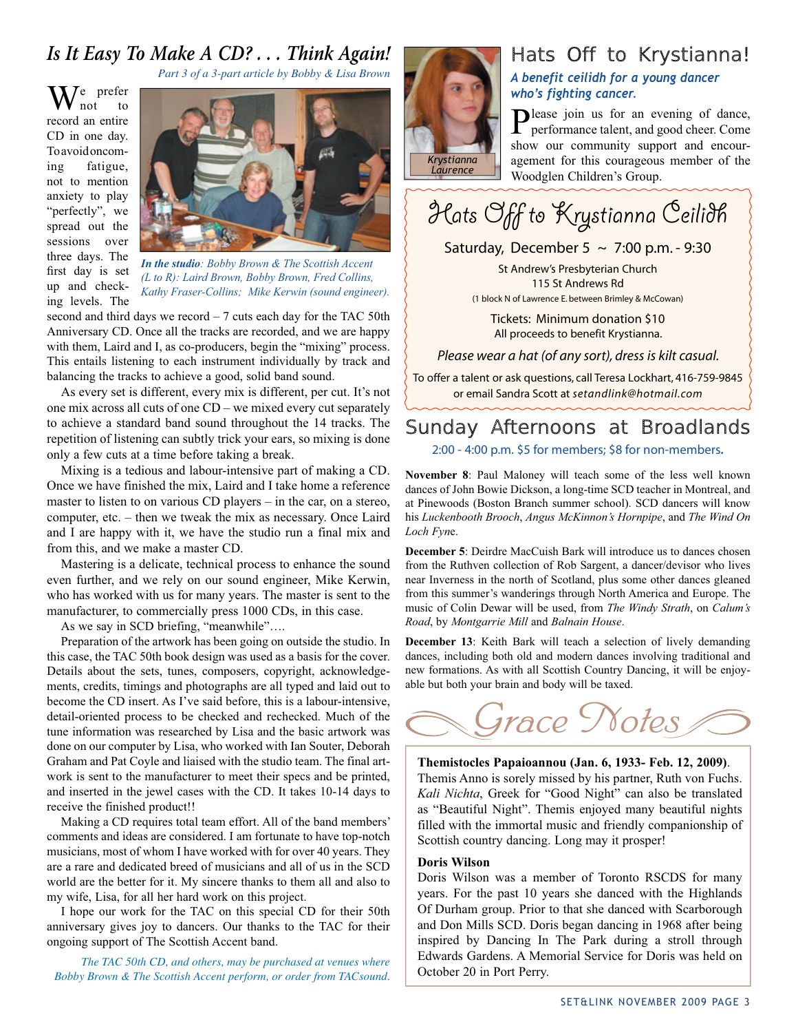## *Is It Easy To Make A CD? . . . Think Again!*

*Part 3 of a 3-part article by Bobby & Lisa Brown*

We prefer not to record an entire CD in one day. To avoid oncoming fatigue, not to mention anxiety to play "perfectly", we spread out the sessions over three days. The first day is set up and checking levels. The second and third days we record – 7 cuts each day for the TAC 50th Anniversary CD. Once all the tracks are recorded, and we are happy with them, Laird and I, as co-producers, begin the "mixing" process. This entails listening to each instrument individually by track and balancing the tracks to achieve a good, solid band sound.

***In the studio**: Bobby Brown & The Scottish Accent (L to R): Laird Brown, Bobby Brown, Fred Collins, Kathy Fraser-Collins; Mike Kerwin (sound engineer).*

As every set is different, every mix is different, per cut. It's not one mix across all cuts of one CD – we mixed every cut separately to achieve a standard band sound throughout the 14 tracks. The repetition of listening can subtly trick your ears, so mixing is done only a few cuts at a time before taking a break.

Mixing is a tedious and labour-intensive part of making a CD. Once we have finished the mix, Laird and I take home a reference master to listen to on various CD players – in the car, on a stereo, computer, etc. – then we tweak the mix as necessary. Once Laird and I are happy with it, we have the studio run a final mix and from this, and we make a master CD.

Mastering is a delicate, technical process to enhance the sound even further, and we rely on our sound engineer, Mike Kerwin, who has worked with us for many years. The master is sent to the manufacturer, to commercially press 1000 CDs, in this case.

As we say in SCD briefing, "meanwhile"….

Preparation of the artwork has been going on outside the studio. In this case, the TAC 50th book design was used as a basis for the cover. Details about the sets, tunes, composers, copyright, acknowledgements, credits, timings and photographs are all typed and laid out to become the CD insert. As I've said before, this is a labour-intensive, detail-oriented process to be checked and rechecked. Much of the tune information was researched by Lisa and the basic artwork was done on our computer by Lisa, who worked with Ian Souter, Deborah Graham and Pat Coyle and liaised with the studio team. The final artwork is sent to the manufacturer to meet their specs and be printed, and inserted in the jewel cases with the CD. It takes 10-14 days to receive the finished product!!

Making a CD requires total team effort. All of the band members' comments and ideas are considered. I am fortunate to have top-notch musicians, most of whom I have worked with for over 40 years. They are a rare and dedicated breed of musicians and all of us in the SCD world are the better for it. My sincere thanks to them all and also to my wife, Lisa, for all her hard work on this project.

I hope our work for the TAC on this special CD for their 50th anniversary gives joy to dancers. Our thanks to the TAC for their ongoing support of The Scottish Accent band.

*The TAC 50th CD, and others, may be purchased at venues where Bobby Brown & The Scottish Accent perform, or order from TACsound.*

## Hats Off to Krystianna!

***A benefit ceilidh for a young dancer who's fighting cancer.***

*Krystianna Laurence*

Please join us for an evening of dance, performance talent, and good cheer. Come show our community support and encouragement for this courageous member of the Woodglen Children's Group.

### Hats Off to Krystianna Ceilidh

Saturday, December 5 ~ 7:00 p.m. - 9:30

St Andrew's Presbyterian Church
115 St Andrews Rd
(1 block N of Lawrence E. between Brimley & McCowan)

Tickets: Minimum donation $10
All proceeds to benefit Krystianna.

*Please wear a hat (of any sort), dress is kilt casual.*

To offer a talent or ask questions, call Teresa Lockhart, 416-759-9845 or email Sandra Scott at *setandlink@hotmail.com*

## Sunday Afternoons at Broadlands

2:00 - 4:00 p.m. $5 for members; $8 for non-members.

**November 8**: Paul Maloney will teach some of the less well known dances of John Bowie Dickson, a long-time SCD teacher in Montreal, and at Pinewoods (Boston Branch summer school). SCD dancers will know his *Luckenbooth Brooch*, *Angus McKinnon's Hornpipe*, and *The Wind On Loch Fyne*.

**December 5**: Deirdre MacCuish Bark will introduce us to dances chosen from the Ruthven collection of Rob Sargent, a dancer/devisor who lives near Inverness in the north of Scotland, plus some other dances gleaned from this summer's wanderings through North America and Europe. The music of Colin Dewar will be used, from *The Windy Strath*, on *Calum's Road*, by *Montgarrie Mill* and *Balnain House*.

**December 13**: Keith Bark will teach a selection of lively demanding dances, including both old and modern dances involving traditional and new formations. As with all Scottish Country Dancing, it will be enjoyable but both your brain and body will be taxed.

## Grace Notes

**Themistocles Papaioannou (Jan. 6, 1933- Feb. 12, 2009)**. Themis Anno is sorely missed by his partner, Ruth von Fuchs. *Kali Nichta*, Greek for "Good Night" can also be translated as "Beautiful Night". Themis enjoyed many beautiful nights filled with the immortal music and friendly companionship of Scottish country dancing. Long may it prosper!

**Doris Wilson**

Doris Wilson was a member of Toronto RSCDS for many years. For the past 10 years she danced with the Highlands Of Durham group. Prior to that she danced with Scarborough and Don Mills SCD. Doris began dancing in 1968 after being inspired by Dancing In The Park during a stroll through Edwards Gardens. A Memorial Service for Doris was held on October 20 in Port Perry.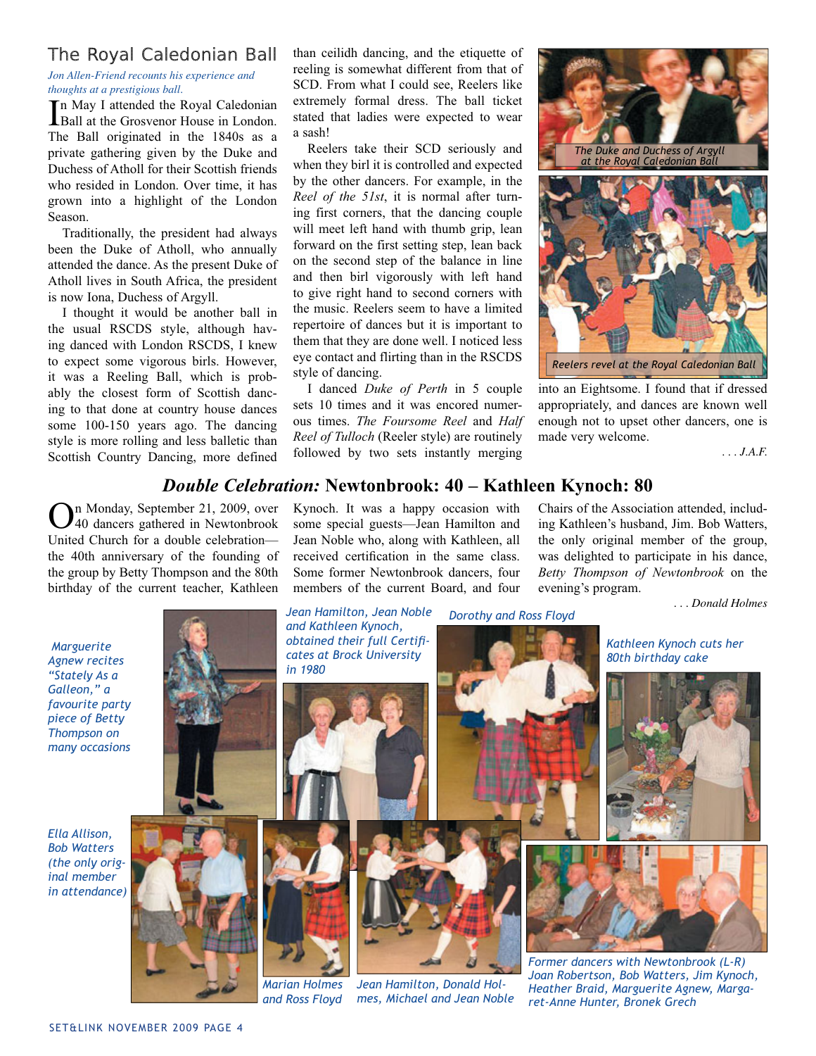## The Royal Caledonian Ball

*Jon Allen-Friend recounts his experience and thoughts at a prestigious ball.*

In May I attended the Royal Caledonian Ball at the Grosvenor House in London. The Ball originated in the 1840s as a private gathering given by the Duke and Duchess of Atholl for their Scottish friends who resided in London. Over time, it has grown into a highlight of the London Season.

Traditionally, the president had always been the Duke of Atholl, who annually attended the dance. As the present Duke of Atholl lives in South Africa, the president is now Iona, Duchess of Argyll.

I thought it would be another ball in the usual RSCDS style, although having danced with London RSCDS, I knew to expect some vigorous birls. However, it was a Reeling Ball, which is probably the closest form of Scottish dancing to that done at country house dances some 100-150 years ago. The dancing style is more rolling and less balletic than Scottish Country Dancing, more defined than ceilidh dancing, and the etiquette of reeling is somewhat different from that of SCD. From what I could see, Reelers like extremely formal dress. The ball ticket stated that ladies were expected to wear a sash!

Reelers take their SCD seriously and when they birl it is controlled and expected by the other dancers. For example, in the *Reel of the 51st*, it is normal after turning first corners, that the dancing couple will meet left hand with thumb grip, lean forward on the first setting step, lean back on the second step of the balance in line and then birl vigorously with left hand to give right hand to second corners with the music. Reelers seem to have a limited repertoire of dances but it is important to them that they are done well. I noticed less eye contact and flirting than in the RSCDS style of dancing.

I danced *Duke of Perth* in 5 couple sets 10 times and it was encored numerous times. *The Foursome Reel* and *Half Reel of Tulloch* (Reeler style) are routinely followed by two sets instantly merging into an Eightsome. I found that if dressed appropriately, and dances are known well enough not to upset other dancers, one is made very welcome.

*. . . J.A.F.*

The Duke and Duchess of Argyll at the Royal Caledonian Ball

Reelers revel at the Royal Caledonian Ball

## *Double Celebration:* Newtonbrook: 40 – Kathleen Kynoch: 80

On Monday, September 21, 2009, over 40 dancers gathered in Newtonbrook United Church for a double celebration—the 40th anniversary of the founding of the group by Betty Thompson and the 80th birthday of the current teacher, Kathleen Kynoch. It was a happy occasion with some special guests—Jean Hamilton and Jean Noble who, along with Kathleen, all received certification in the same class. Some former Newtonbrook dancers, four members of the current Board, and four Chairs of the Association attended, including Kathleen's husband, Jim. Bob Watters, the only original member of the group, was delighted to participate in his dance, *Betty Thompson of Newtonbrook* on the evening's program.

*. . . Donald Holmes*

Marguerite Agnew recites "Stately As a Galleon," a favourite party piece of Betty Thompson on many occasions

Jean Hamilton, Jean Noble and Kathleen Kynoch, obtained their full Certificates at Brock University in 1980

Dorothy and Ross Floyd

Kathleen Kynoch cuts her 80th birthday cake

Ella Allison, Bob Watters (the only original member in attendance)

Marian Holmes and Ross Floyd

Jean Hamilton, Donald Holmes, Michael and Jean Noble

Former dancers with Newtonbrook (L-R) Joan Robertson, Bob Watters, Jim Kynoch, Heather Braid, Marguerite Agnew, Margaret-Anne Hunter, Bronek Grech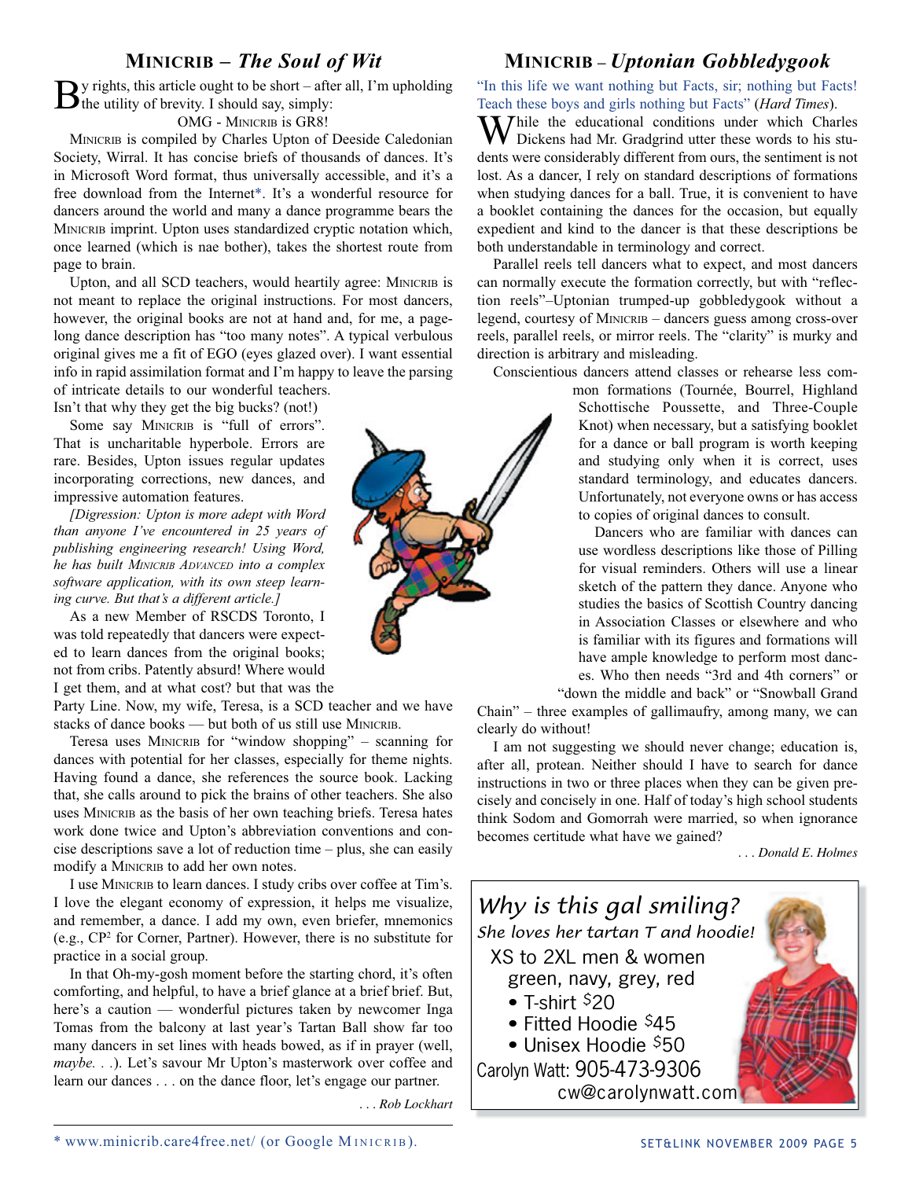## Minicrib – *The Soul of Wit*

By rights, this article ought to be short – after all, I'm upholding the utility of brevity. I should say, simply:

OMG - Minicrib is GR8!

Minicrib is compiled by Charles Upton of Deeside Caledonian Society, Wirral. It has concise briefs of thousands of dances. It's in Microsoft Word format, thus universally accessible, and it's a free download from the Internet*. It's a wonderful resource for dancers around the world and many a dance programme bears the Minicrib imprint. Upton uses standardized cryptic notation which, once learned (which is nae bother), takes the shortest route from page to brain.

Upton, and all SCD teachers, would heartily agree: Minicrib is not meant to replace the original instructions. For most dancers, however, the original books are not at hand and, for me, a page-long dance description has "too many notes". A typical verbulous original gives me a fit of EGO (eyes glazed over). I want essential info in rapid assimilation format and I'm happy to leave the parsing of intricate details to our wonderful teachers.

Isn't that why they get the big bucks? (not!)

Some say Minicrib is "full of errors". That is uncharitable hyperbole. Errors are rare. Besides, Upton issues regular updates incorporating corrections, new dances, and impressive automation features.

*[Digression: Upton is more adept with Word than anyone I've encountered in 25 years of publishing engineering research! Using Word, he has built Minicrib Advanced into a complex software application, with its own steep learning curve. But that's a different article.]*

As a new Member of RSCDS Toronto, I was told repeatedly that dancers were expected to learn dances from the original books; not from cribs. Patently absurd! Where would I get them, and at what cost? but that was the Party Line. Now, my wife, Teresa, is a SCD teacher and we have stacks of dance books — but both of us still use Minicrib.

Teresa uses Minicrib for "window shopping" – scanning for dances with potential for her classes, especially for theme nights. Having found a dance, she references the source book. Lacking that, she calls around to pick the brains of other teachers. She also uses Minicrib as the basis of her own teaching briefs. Teresa hates work done twice and Upton's abbreviation conventions and concise descriptions save a lot of reduction time – plus, she can easily modify a Minicrib to add her own notes.

I use Minicrib to learn dances. I study cribs over coffee at Tim's. I love the elegant economy of expression, it helps me visualize, and remember, a dance. I add my own, even briefer, mnemonics (e.g., $CP^2$ for Corner, Partner). However, there is no substitute for practice in a social group.

In that Oh-my-gosh moment before the starting chord, it's often comforting, and helpful, to have a brief glance at a brief brief. But, here's a caution — wonderful pictures taken by newcomer Inga Tomas from the balcony at last year's Tartan Ball show far too many dancers in set lines with heads bowed, as if in prayer (well, *maybe*. . .). Let's savour Mr Upton's masterwork over coffee and learn our dances . . . on the dance floor, let's engage our partner.

*. . . Rob Lockhart*

\* www.minicrib.care4free.net/ (or Google Minicrib).

## Minicrib – *Uptonian Gobbledygook*

"In this life we want nothing but Facts, sir; nothing but Facts! Teach these boys and girls nothing but Facts" (*Hard Times*).

While the educational conditions under which Charles Dickens had Mr. Gradgrind utter these words to his students were considerably different from ours, the sentiment is not lost. As a dancer, I rely on standard descriptions of formations when studying dances for a ball. True, it is convenient to have a booklet containing the dances for the occasion, but equally expedient and kind to the dancer is that these descriptions be both understandable in terminology and correct.

Parallel reels tell dancers what to expect, and most dancers can normally execute the formation correctly, but with "reflection reels"–Uptonian trumped-up gobbledygook without a legend, courtesy of Minicrib – dancers guess among cross-over reels, parallel reels, or mirror reels. The "clarity" is murky and direction is arbitrary and misleading.

Conscientious dancers attend classes or rehearse less common formations (Tournée, Bourrel, Highland Schottische Poussette, and Three-Couple Knot) when necessary, but a satisfying booklet for a dance or ball program is worth keeping and studying only when it is correct, uses standard terminology, and educates dancers. Unfortunately, not everyone owns or has access to copies of original dances to consult.

Dancers who are familiar with dances can use wordless descriptions like those of Pilling for visual reminders. Others will use a linear sketch of the pattern they dance. Anyone who studies the basics of Scottish Country dancing in Association Classes or elsewhere and who is familiar with its figures and formations will have ample knowledge to perform most dances. Who then needs "3rd and 4th corners" or "down the middle and back" or "Snowball Grand Chain" – three examples of gallimaufry, among many, we can clearly do without!

I am not suggesting we should never change; education is, after all, protean. Neither should I have to search for dance instructions in two or three places when they can be given precisely and concisely in one. Half of today's high school students think Sodom and Gomorrah were married, so when ignorance becomes certitude what have we gained?

*. . . Donald E. Holmes*

---

*Why is this gal smiling?*

*She loves her tartan T and hoodie!*

XS to 2XL men & women
green, navy, grey, red

- T-shirt $20
- Fitted Hoodie $45
- Unisex Hoodie $50

Carolyn Watt: 905-473-9306
cw@carolynwatt.com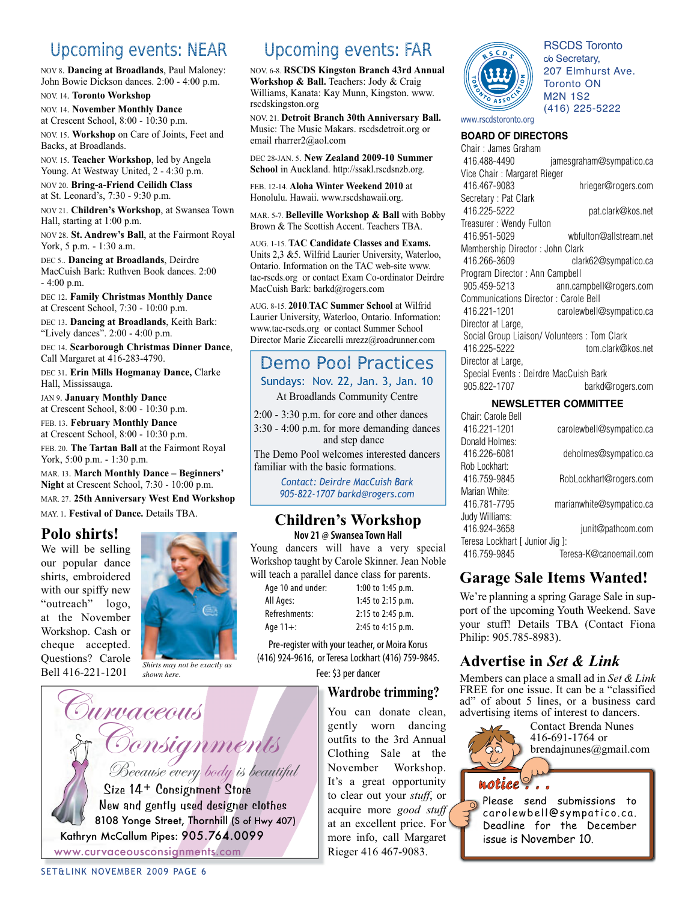## Upcoming events: NEAR

NOV 8. **Dancing at Broadlands**, Paul Maloney: John Bowie Dickson dances. 2:00 - 4:00 p.m.

NOV. 14. **Toronto Workshop**

NOV. 14. **November Monthly Dance** at Crescent School, 8:00 - 10:30 p.m.

NOV. 15. **Workshop** on Care of Joints, Feet and Backs, at Broadlands.

NOV. 15. **Teacher Workshop**, led by Angela Young. At Westway United, 2 - 4:30 p.m.

NOV 20. **Bring-a-Friend Ceilidh Class** at St. Leonard's, 7:30 - 9:30 p.m.

NOV 21. **Children's Workshop**, at Swansea Town Hall, starting at 1:00 p.m.

NOV 28. **St. Andrew's Ball**, at the Fairmont Royal York, 5 p.m. - 1:30 a.m.

DEC 5.. **Dancing at Broadlands**, Deirdre MacCuish Bark: Ruthven Book dances. 2:00 - 4:00 p.m.

DEC 12. **Family Christmas Monthly Dance** at Crescent School, 7:30 - 10:00 p.m.

DEC 13. **Dancing at Broadlands**, Keith Bark: "Lively dances". 2:00 - 4:00 p.m.

DEC 14. **Scarborough Christmas Dinner Dance**, Call Margaret at 416-283-4790.

DEC 31. **Erin Mills Hogmanay Dance,** Clarke Hall, Mississauga.

JAN 9. **January Monthly Dance** at Crescent School, 8:00 - 10:30 p.m.

FEB. 13. **February Monthly Dance** at Crescent School, 8:00 - 10:30 p.m.

FEB. 20. **The Tartan Ball** at the Fairmont Royal York, 5:00 p.m. - 1:30 p.m.

MAR. 13. **March Monthly Dance – Beginners' Night** at Crescent School, 7:30 - 10:00 p.m.

MAR. 27. **25th Anniversary West End Workshop**

MAY. 1. **Festival of Dance.** Details TBA.

## Polo shirts!

We will be selling our popular dance shirts, embroidered with our spiffy new "outreach" logo, at the November Workshop. Cash or cheque accepted. Questions? Carole Bell 416-221-1201

*Shirts may not be exactly as shown here.*

## Upcoming events: FAR

NOV. 6-8. **RSCDS Kingston Branch 43rd Annual Workshop & Ball.** Teachers: Jody & Craig Williams, Kanata: Kay Munn, Kingston. www.rscdskingston.org

NOV. 21. **Detroit Branch 30th Anniversary Ball.** Music: The Music Makars. rscdsdetroit.org or email rharrer2@aol.com

DEC 28-JAN. 5. **New Zealand 2009-10 Summer School** in Auckland. http://ssakl.rscdsnzb.org.

FEB. 12-14. **Aloha Winter Weekend 2010** at Honolulu. Hawaii. www.rscdshawaii.org.

MAR. 5-7. **Belleville Workshop & Ball** with Bobby Brown & The Scottish Accent. Teachers TBA.

AUG. 1-15. **TAC Candidate Classes and Exams.** Units 2,3 &5. Wilfrid Laurier University, Waterloo, Ontario. Information on the TAC web-site www.tac-rscds.org or contact Exam Co-ordinator Deirdre MacCuish Bark: barkd@rogers.com

AUG. 8-15. **2010.TAC Summer School** at Wilfrid Laurier University, Waterloo, Ontario. Information: www.tac-rscds.org or contact Summer School Director Marie Ziccarelli mrezz@roadrunner.com

## Demo Pool Practices

Sundays: Nov. 22, Jan. 3, Jan. 10

At Broadlands Community Centre

2:00 - 3:30 p.m. for core and other dances

3:30 - 4:00 p.m. for more demanding dances and step dance

The Demo Pool welcomes interested dancers familiar with the basic formations.

*Contact: Deirdre MacCuish Bark*
*905-822-1707 barkd@rogers.com*

## Children's Workshop

**Nov 21 @ Swansea Town Hall**

Young dancers will have a very special Workshop taught by Carole Skinner. Jean Noble will teach a parallel dance class for parents.

| | |
|---|---|
| Age 10 and under: | 1:00 to 1:45 p.m. |
| All Ages: | 1:45 to 2:15 p.m. |
| Refreshments: | 2:15 to 2:45 p.m. |
| Age 11+: | 2:45 to 4:15 p.m. |

Pre-register with your teacher, or Moira Korus (416) 924-9616, or Teresa Lockhart (416) 759-9845.

Fee: $3 per dancer

## Wardrobe trimming?

You can donate clean, gently worn dancing outfits to the 3rd Annual Clothing Sale at the November Workshop. It's a great opportunity to clear out your *stuff*, or acquire more *good stuff* at an excellent price. For more info, call Margaret Rieger 416 467-9083.

*Curvaceous Consignments*

*Because every body is beautiful*

Size 14+ Consignment Store

New and gently used designer clothes

8108 Yonge Street, Thornhill (S of Hwy 407)

Kathryn McCallum Pipes: 905.764.0099

www.curvaceousconsignments.com

RSCDS Toronto
c/o Secretary,
207 Elmhurst Ave.
Toronto ON
M2N 1S2
(416) 225-5222

www.rscdstoronto.org

### BOARD OF DIRECTORS

Chair : James Graham
416.488-4490 jamesgraham@sympatico.ca

Vice Chair : Margaret Rieger
416.467-9083 hrieger@rogers.com

Secretary : Pat Clark
416.225-5222 pat.clark@kos.net

Treasurer : Wendy Fulton
416.951-5029 wbfulton@allstream.net

Membership Director : John Clark
416.266-3609 clark62@sympatico.ca

Program Director : Ann Campbell
905.459-5213 ann.campbell@rogers.com

Communications Director : Carole Bell
416.221-1201 carolewbell@sympatico.ca

Director at Large,
Social Group Liaison/ Volunteers : Tom Clark
416.225-5222 tom.clark@kos.net

Director at Large,
Special Events : Deirdre MacCuish Bark
905.822-1707 barkd@rogers.com

### NEWSLETTER COMMITTEE

Chair: Carole Bell
416.221-1201 carolewbell@sympatico.ca

Donald Holmes:
416.226-6081 deholmes@sympatico.ca

Rob Lockhart:
416.759-9845 RobLockhart@rogers.com

Marian White:
416.781-7795 marianwhite@sympatico.ca

Judy Williams:
416.924-3658 junit@pathcom.com

Teresa Lockhart [ Junior Jig ]:
416.759-9845 Teresa-K@canoemail.com

## Garage Sale Items Wanted!

We're planning a spring Garage Sale in support of the upcoming Youth Weekend. Save your stuff! Details TBA (Contact Fiona Philip: 905.785-8983).

## Advertise in *Set & Link*

Members can place a small ad in *Set & Link* FREE for one issue. It can be a "classified ad" of about 5 lines, or a business card advertising items of interest to dancers.

Contact Brenda Nunes
416-691-1764 or
brendajnunes@gmail.com

**notice . . .**

Please send submissions to carolewbell@sympatico.ca. Deadline for the December issue is November 10.